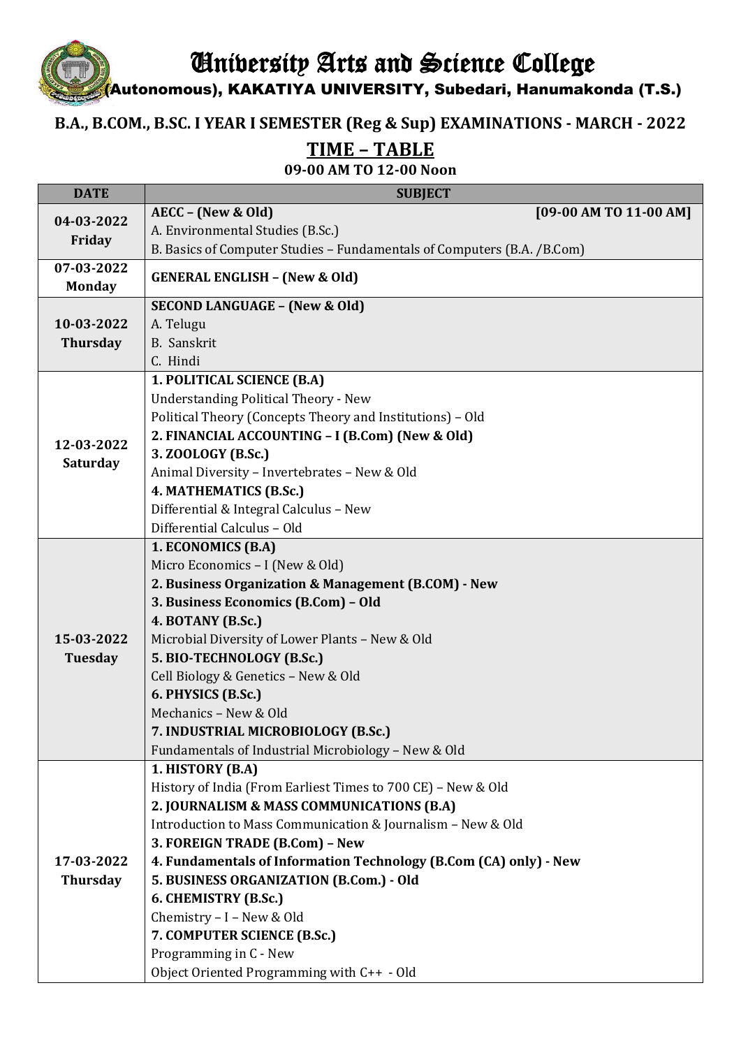# University Arts and Science College

(Autonomous), KAKATIYA UNIVERSITY, Subedari, Hanumakonda (T.S.)

## B.A., B.COM., B.SC. I YEAR I SEMESTER (Reg & Sup) EXAMINATIONS - MARCH - 2022

## TIME – TABLE

**09-00 AM TO 12-00 Noon**

| DATE | SUBJECT |
|---|---|
| **04-03-2022 Friday** | **AECC – (New & Old)** **[09-00 AM TO 11-00 AM]**<br>A. Environmental Studies (B.Sc.)<br>B. Basics of Computer Studies – Fundamentals of Computers (B.A. /B.Com) |
| **07-03-2022 Monday** | **GENERAL ENGLISH – (New & Old)** |
| **10-03-2022 Thursday** | **SECOND LANGUAGE – (New & Old)**<br>A. Telugu<br>B. Sanskrit<br>C. Hindi |
| **12-03-2022 Saturday** | **1. POLITICAL SCIENCE (B.A)**<br>Understanding Political Theory - New<br>Political Theory (Concepts Theory and Institutions) – Old<br>**2. FINANCIAL ACCOUNTING – I (B.Com) (New & Old)**<br>**3. ZOOLOGY (B.Sc.)**<br>Animal Diversity – Invertebrates – New & Old<br>**4. MATHEMATICS (B.Sc.)**<br>Differential & Integral Calculus – New<br>Differential Calculus – Old |
| **15-03-2022 Tuesday** | **1. ECONOMICS (B.A)**<br>Micro Economics – I (New & Old)<br>**2. Business Organization & Management (B.COM) - New**<br>**3. Business Economics (B.Com) – Old**<br>**4. BOTANY (B.Sc.)**<br>Microbial Diversity of Lower Plants – New & Old<br>**5. BIO-TECHNOLOGY (B.Sc.)**<br>Cell Biology & Genetics – New & Old<br>**6. PHYSICS (B.Sc.)**<br>Mechanics – New & Old<br>**7. INDUSTRIAL MICROBIOLOGY (B.Sc.)**<br>Fundamentals of Industrial Microbiology – New & Old |
| **17-03-2022 Thursday** | **1. HISTORY (B.A)**<br>History of India (From Earliest Times to 700 CE) – New & Old<br>**2. JOURNALISM & MASS COMMUNICATIONS (B.A)**<br>Introduction to Mass Communication & Journalism – New & Old<br>**3. FOREIGN TRADE (B.Com) – New**<br>**4. Fundamentals of Information Technology (B.Com (CA) only) - New**<br>**5. BUSINESS ORGANIZATION (B.Com.) - Old**<br>**6. CHEMISTRY (B.Sc.)**<br>Chemistry – I – New & Old<br>**7. COMPUTER SCIENCE (B.Sc.)**<br>Programming in C - New<br>Object Oriented Programming with C++ - Old |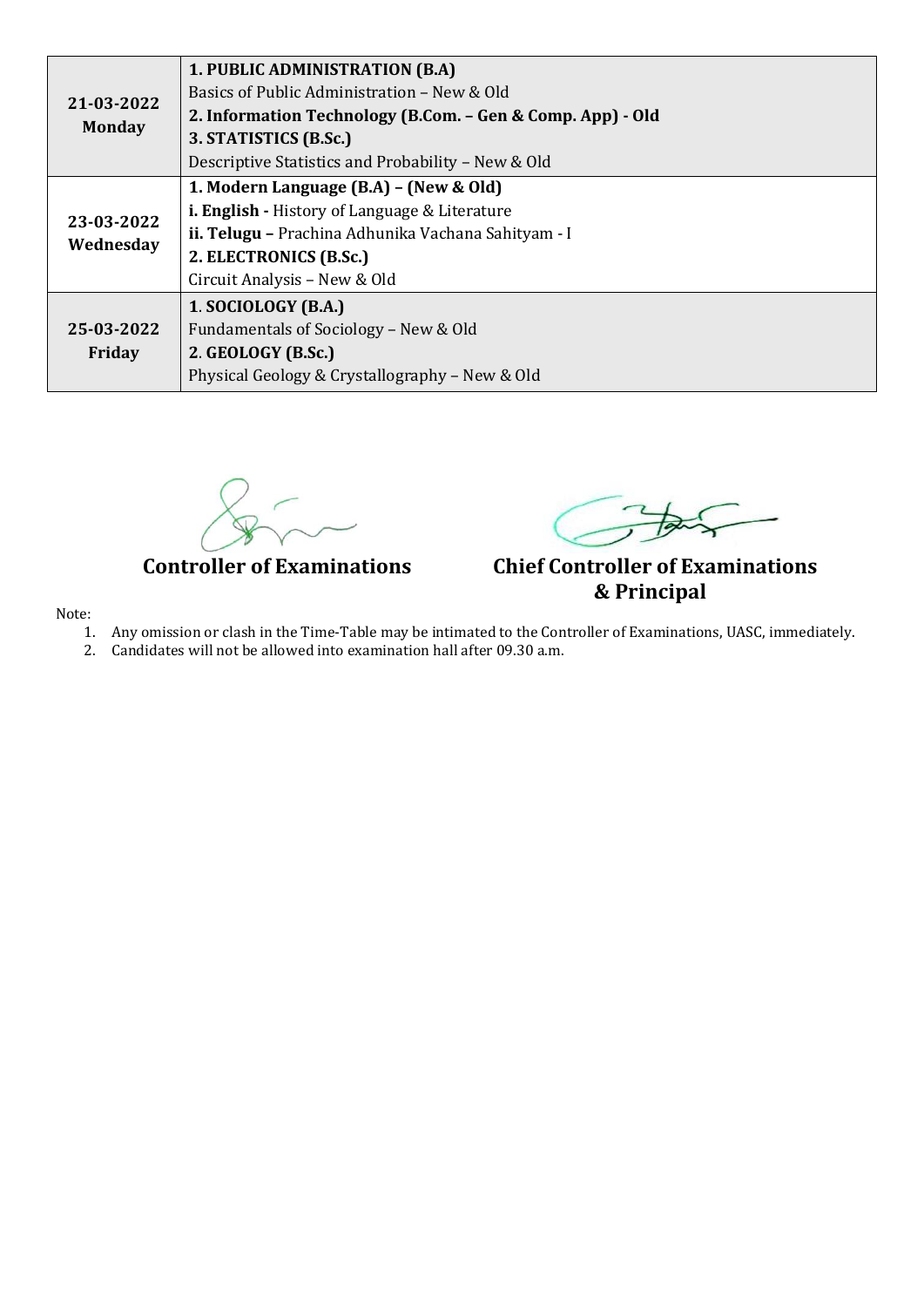| | |
|---|---|
| **21-03-2022**<br>**Monday** | **1. PUBLIC ADMINISTRATION (B.A)**<br>Basics of Public Administration – New & Old<br>**2. Information Technology (B.Com. – Gen & Comp. App) - Old**<br>**3. STATISTICS (B.Sc.)**<br>Descriptive Statistics and Probability – New & Old |
| **23-03-2022**<br>**Wednesday** | **1. Modern Language (B.A) – (New & Old)**<br>**i. English -** History of Language & Literature<br>**ii. Telugu –** Prachina Adhunika Vachana Sahityam - I<br>**2. ELECTRONICS (B.Sc.)**<br>Circuit Analysis – New & Old |
| **25-03-2022**<br>**Friday** | **1. SOCIOLOGY (B.A.)**<br>Fundamentals of Sociology – New & Old<br>**2. GEOLOGY (B.Sc.)**<br>Physical Geology & Crystallography – New & Old |

**Controller of Examinations**

**Chief Controller of Examinations & Principal**

Note:

1. Any omission or clash in the Time-Table may be intimated to the Controller of Examinations, UASC, immediately.
2. Candidates will not be allowed into examination hall after 09.30 a.m.